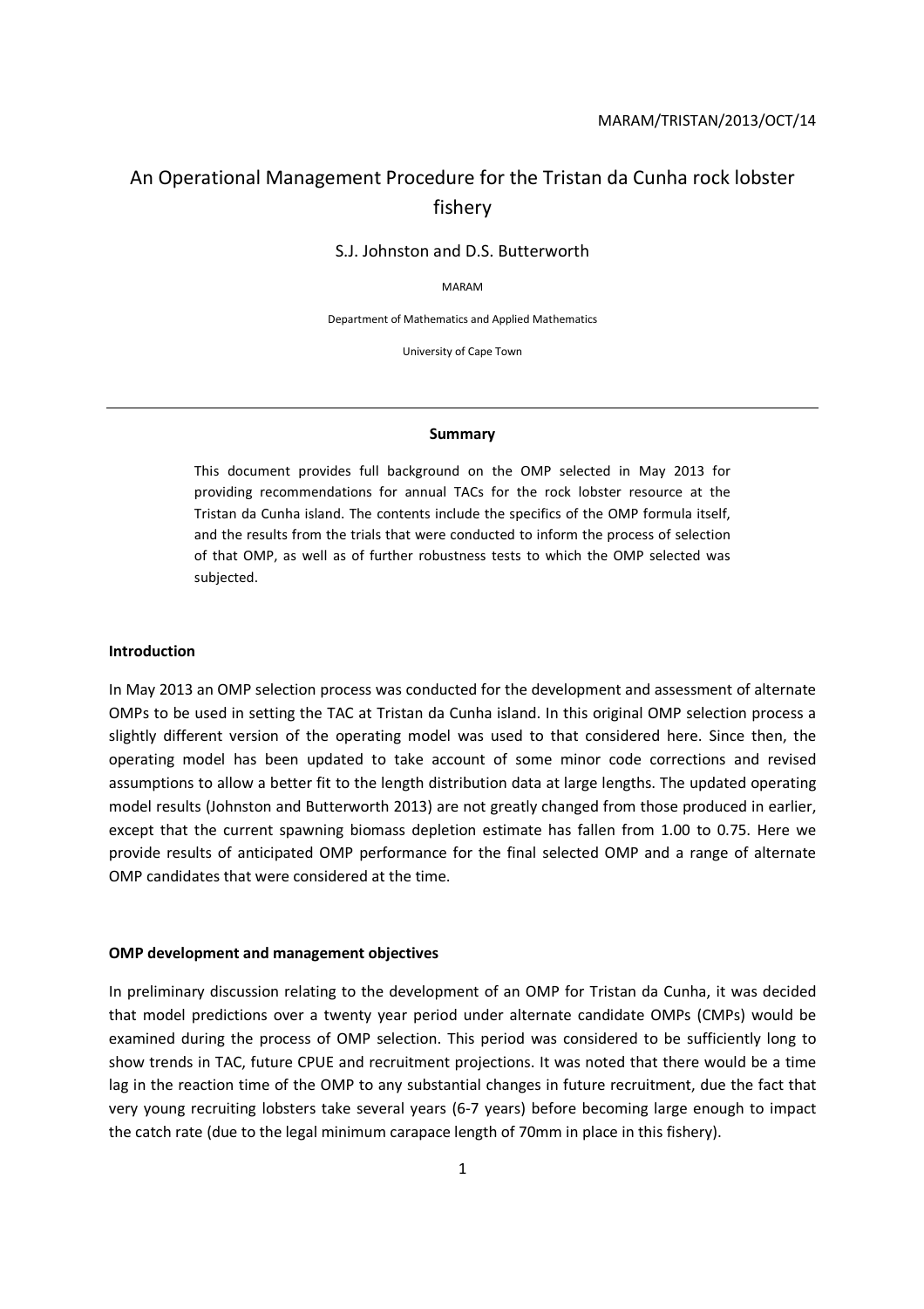MARAM/TRISTAN/2013/OCT/14

# An Operational Management Procedure for the Tristan da Cunha rock lobster fishery

S.J. Johnston and D.S. Butterworth

MARAM

Department of Mathematics and Applied Mathematics

University of Cape Town

---

**Summary**

This document provides full background on the OMP selected in May 2013 for providing recommendations for annual TACs for the rock lobster resource at the Tristan da Cunha island. The contents include the specifics of the OMP formula itself, and the results from the trials that were conducted to inform the process of selection of that OMP, as well as of further robustness tests to which the OMP selected was subjected.

## Introduction

In May 2013 an OMP selection process was conducted for the development and assessment of alternate OMPs to be used in setting the TAC at Tristan da Cunha island. In this original OMP selection process a slightly different version of the operating model was used to that considered here. Since then, the operating model has been updated to take account of some minor code corrections and revised assumptions to allow a better fit to the length distribution data at large lengths. The updated operating model results (Johnston and Butterworth 2013) are not greatly changed from those produced in earlier, except that the current spawning biomass depletion estimate has fallen from 1.00 to 0.75. Here we provide results of anticipated OMP performance for the final selected OMP and a range of alternate OMP candidates that were considered at the time.

## OMP development and management objectives

In preliminary discussion relating to the development of an OMP for Tristan da Cunha, it was decided that model predictions over a twenty year period under alternate candidate OMPs (CMPs) would be examined during the process of OMP selection. This period was considered to be sufficiently long to show trends in TAC, future CPUE and recruitment projections. It was noted that there would be a time lag in the reaction time of the OMP to any substantial changes in future recruitment, due the fact that very young recruiting lobsters take several years (6-7 years) before becoming large enough to impact the catch rate (due to the legal minimum carapace length of 70mm in place in this fishery).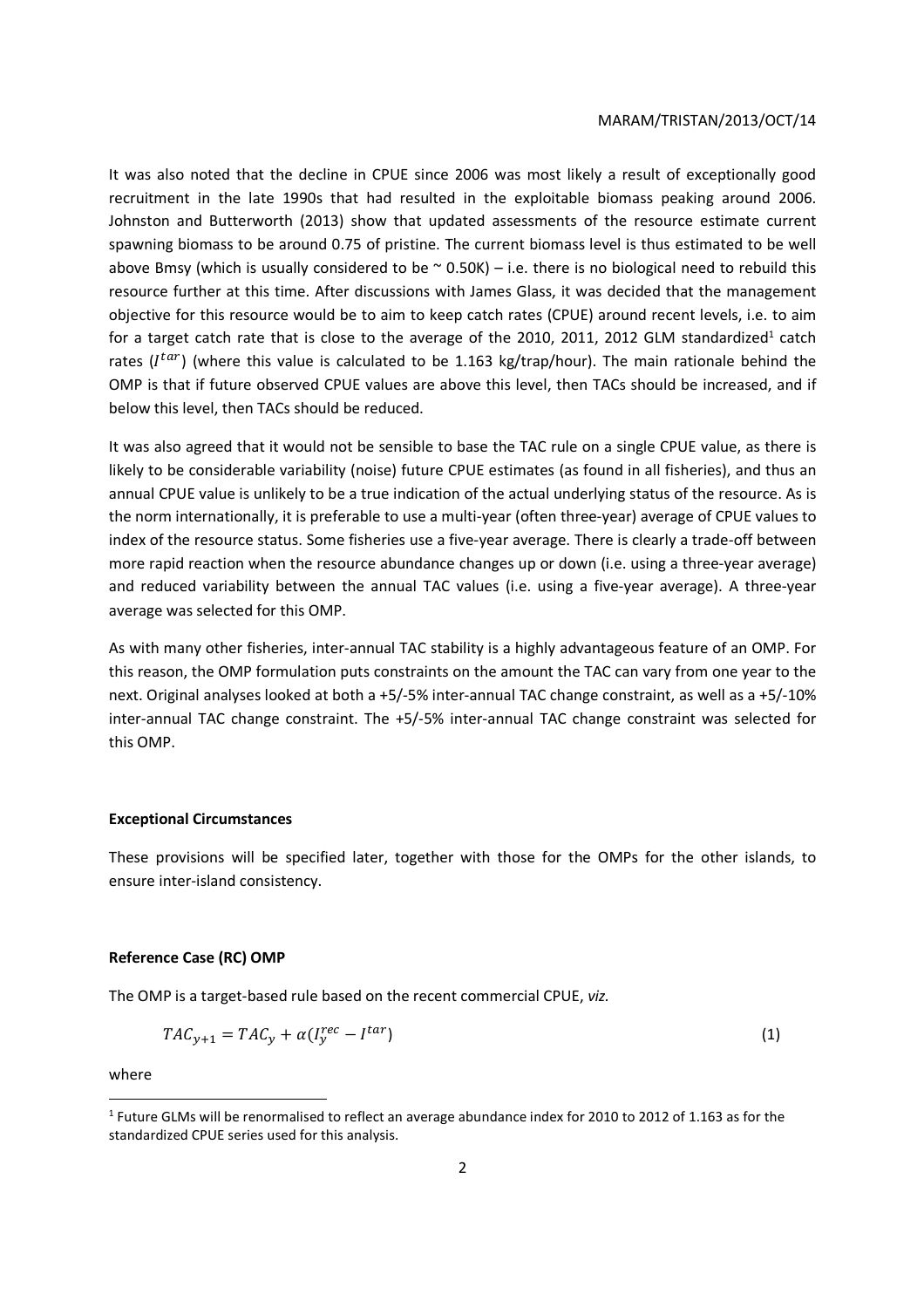It was also noted that the decline in CPUE since 2006 was most likely a result of exceptionally good recruitment in the late 1990s that had resulted in the exploitable biomass peaking around 2006. Johnston and Butterworth (2013) show that updated assessments of the resource estimate current spawning biomass to be around 0.75 of pristine. The current biomass level is thus estimated to be well above Bmsy (which is usually considered to be ~ 0.50K) – i.e. there is no biological need to rebuild this resource further at this time. After discussions with James Glass, it was decided that the management objective for this resource would be to aim to keep catch rates (CPUE) around recent levels, i.e. to aim for a target catch rate that is close to the average of the 2010, 2011, 2012 GLM standardized[1] catch rates ($I^{tar}$) (where this value is calculated to be 1.163 kg/trap/hour). The main rationale behind the OMP is that if future observed CPUE values are above this level, then TACs should be increased, and if below this level, then TACs should be reduced.

It was also agreed that it would not be sensible to base the TAC rule on a single CPUE value, as there is likely to be considerable variability (noise) future CPUE estimates (as found in all fisheries), and thus an annual CPUE value is unlikely to be a true indication of the actual underlying status of the resource. As is the norm internationally, it is preferable to use a multi-year (often three-year) average of CPUE values to index of the resource status. Some fisheries use a five-year average. There is clearly a trade-off between more rapid reaction when the resource abundance changes up or down (i.e. using a three-year average) and reduced variability between the annual TAC values (i.e. using a five-year average). A three-year average was selected for this OMP.

As with many other fisheries, inter-annual TAC stability is a highly advantageous feature of an OMP. For this reason, the OMP formulation puts constraints on the amount the TAC can vary from one year to the next. Original analyses looked at both a +5/-5% inter-annual TAC change constraint, as well as a +5/-10% inter-annual TAC change constraint. The +5/-5% inter-annual TAC change constraint was selected for this OMP.

**Exceptional Circumstances**

These provisions will be specified later, together with those for the OMPs for the other islands, to ensure inter-island consistency.

**Reference Case (RC) OMP**

The OMP is a target-based rule based on the recent commercial CPUE, *viz.*

$$TAC_{y+1} = TAC_y + \alpha(I_y^{rec} - I^{tar}) \qquad (1)$$

where

[1] Future GLMs will be renormalised to reflect an average abundance index for 2010 to 2012 of 1.163 as for the standardized CPUE series used for this analysis.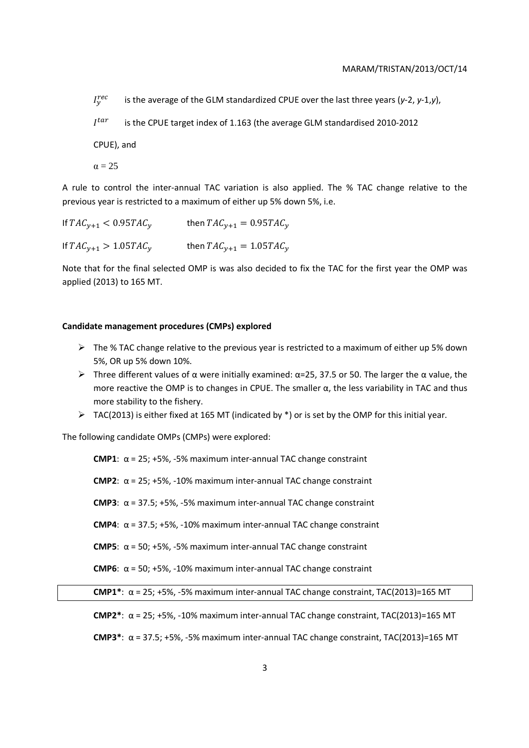$I_y^{rec}$ is the average of the GLM standardized CPUE over the last three years (*y*-2, *y*-1,*y*),

$I^{tar}$ is the CPUE target index of 1.163 (the average GLM standardised 2010-2012 CPUE), and

$\alpha = 25$

A rule to control the inter-annual TAC variation is also applied. The % TAC change relative to the previous year is restricted to a maximum of either up 5% down 5%, i.e.

If $TAC_{y+1} < 0.95TAC_y$ then $TAC_{y+1} = 0.95TAC_y$

If $TAC_{y+1} > 1.05TAC_y$ then $TAC_{y+1} = 1.05TAC_y$

Note that for the final selected OMP is was also decided to fix the TAC for the first year the OMP was applied (2013) to 165 MT.

**Candidate management procedures (CMPs) explored**

- The % TAC change relative to the previous year is restricted to a maximum of either up 5% down 5%, OR up 5% down 10%.
- Three different values of α were initially examined: α=25, 37.5 or 50. The larger the α value, the more reactive the OMP is to changes in CPUE. The smaller α, the less variability in TAC and thus more stability to the fishery.
- TAC(2013) is either fixed at 165 MT (indicated by *) or is set by the OMP for this initial year.

The following candidate OMPs (CMPs) were explored:

**CMP1**: α = 25; +5%, -5% maximum inter-annual TAC change constraint

**CMP2**: α = 25; +5%, -10% maximum inter-annual TAC change constraint

**CMP3**: α = 37.5; +5%, -5% maximum inter-annual TAC change constraint

**CMP4**: α = 37.5; +5%, -10% maximum inter-annual TAC change constraint

**CMP5**: α = 50; +5%, -5% maximum inter-annual TAC change constraint

**CMP6**: α = 50; +5%, -10% maximum inter-annual TAC change constraint

**CMP1***: α = 25; +5%, -5% maximum inter-annual TAC change constraint, TAC(2013)=165 MT

**CMP2***: α = 25; +5%, -10% maximum inter-annual TAC change constraint, TAC(2013)=165 MT

**CMP3***: α = 37.5; +5%, -5% maximum inter-annual TAC change constraint, TAC(2013)=165 MT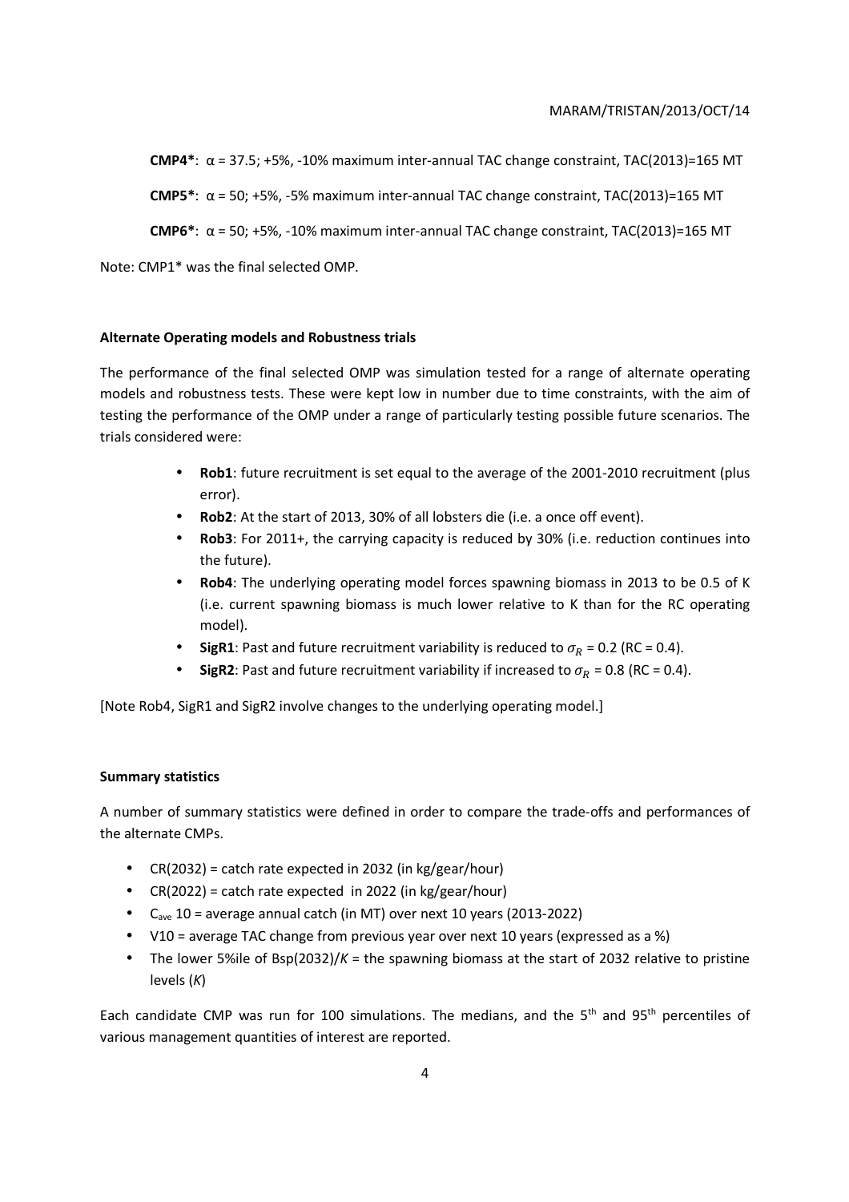**CMP4***: $\alpha$ = 37.5; +5%, -10% maximum inter-annual TAC change constraint, TAC(2013)=165 MT

**CMP5***: $\alpha$ = 50; +5%, -5% maximum inter-annual TAC change constraint, TAC(2013)=165 MT

**CMP6***: $\alpha$ = 50; +5%, -10% maximum inter-annual TAC change constraint, TAC(2013)=165 MT

Note: CMP1* was the final selected OMP.

**Alternate Operating models and Robustness trials**

The performance of the final selected OMP was simulation tested for a range of alternate operating models and robustness tests. These were kept low in number due to time constraints, with the aim of testing the performance of the OMP under a range of particularly testing possible future scenarios. The trials considered were:

- **Rob1**: future recruitment is set equal to the average of the 2001-2010 recruitment (plus error).
- **Rob2**: At the start of 2013, 30% of all lobsters die (i.e. a once off event).
- **Rob3**: For 2011+, the carrying capacity is reduced by 30% (i.e. reduction continues into the future).
- **Rob4**: The underlying operating model forces spawning biomass in 2013 to be 0.5 of K (i.e. current spawning biomass is much lower relative to K than for the RC operating model).
- **SigR1**: Past and future recruitment variability is reduced to $\sigma_R$ = 0.2 (RC = 0.4).
- **SigR2**: Past and future recruitment variability if increased to $\sigma_R$ = 0.8 (RC = 0.4).

[Note Rob4, SigR1 and SigR2 involve changes to the underlying operating model.]

**Summary statistics**

A number of summary statistics were defined in order to compare the trade-offs and performances of the alternate CMPs.

- CR(2032) = catch rate expected in 2032 (in kg/gear/hour)
- CR(2022) = catch rate expected in 2022 (in kg/gear/hour)
- $C_{ave}$ 10 = average annual catch (in MT) over next 10 years (2013-2022)
- V10 = average TAC change from previous year over next 10 years (expressed as a %)
- The lower 5%ile of Bsp(2032)/*K* = the spawning biomass at the start of 2032 relative to pristine levels (*K*)

Each candidate CMP was run for 100 simulations. The medians, and the 5th and 95th percentiles of various management quantities of interest are reported.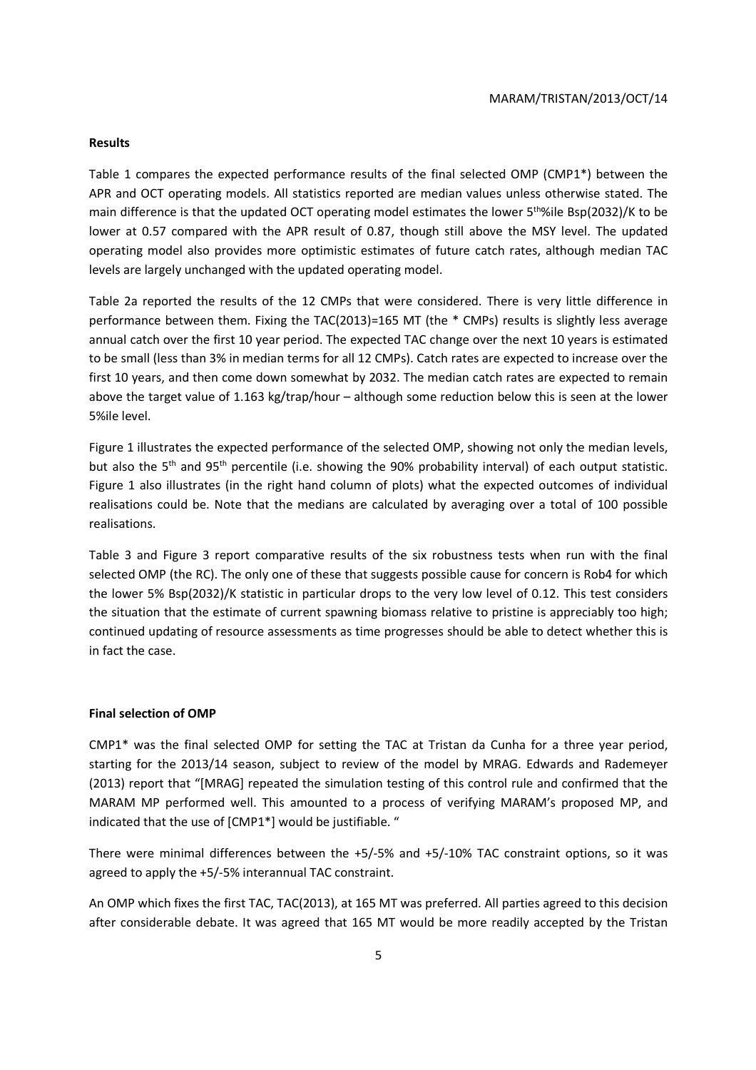**Results**

Table 1 compares the expected performance results of the final selected OMP (CMP1*) between the APR and OCT operating models. All statistics reported are median values unless otherwise stated. The main difference is that the updated OCT operating model estimates the lower 5$^{th}$%ile Bsp(2032)/K to be lower at 0.57 compared with the APR result of 0.87, though still above the MSY level. The updated operating model also provides more optimistic estimates of future catch rates, although median TAC levels are largely unchanged with the updated operating model.

Table 2a reported the results of the 12 CMPs that were considered. There is very little difference in performance between them. Fixing the TAC(2013)=165 MT (the * CMPs) results is slightly less average annual catch over the first 10 year period. The expected TAC change over the next 10 years is estimated to be small (less than 3% in median terms for all 12 CMPs). Catch rates are expected to increase over the first 10 years, and then come down somewhat by 2032. The median catch rates are expected to remain above the target value of 1.163 kg/trap/hour – although some reduction below this is seen at the lower 5%ile level.

Figure 1 illustrates the expected performance of the selected OMP, showing not only the median levels, but also the 5$^{th}$ and 95$^{th}$ percentile (i.e. showing the 90% probability interval) of each output statistic. Figure 1 also illustrates (in the right hand column of plots) what the expected outcomes of individual realisations could be. Note that the medians are calculated by averaging over a total of 100 possible realisations.

Table 3 and Figure 3 report comparative results of the six robustness tests when run with the final selected OMP (the RC). The only one of these that suggests possible cause for concern is Rob4 for which the lower 5% Bsp(2032)/K statistic in particular drops to the very low level of 0.12. This test considers the situation that the estimate of current spawning biomass relative to pristine is appreciably too high; continued updating of resource assessments as time progresses should be able to detect whether this is in fact the case.

**Final selection of OMP**

CMP1* was the final selected OMP for setting the TAC at Tristan da Cunha for a three year period, starting for the 2013/14 season, subject to review of the model by MRAG. Edwards and Rademeyer (2013) report that "[MRAG] repeated the simulation testing of this control rule and confirmed that the MARAM MP performed well. This amounted to a process of verifying MARAM's proposed MP, and indicated that the use of [CMP1*] would be justifiable. "

There were minimal differences between the +5/-5% and +5/-10% TAC constraint options, so it was agreed to apply the +5/-5% interannual TAC constraint.

An OMP which fixes the first TAC, TAC(2013), at 165 MT was preferred. All parties agreed to this decision after considerable debate. It was agreed that 165 MT would be more readily accepted by the Tristan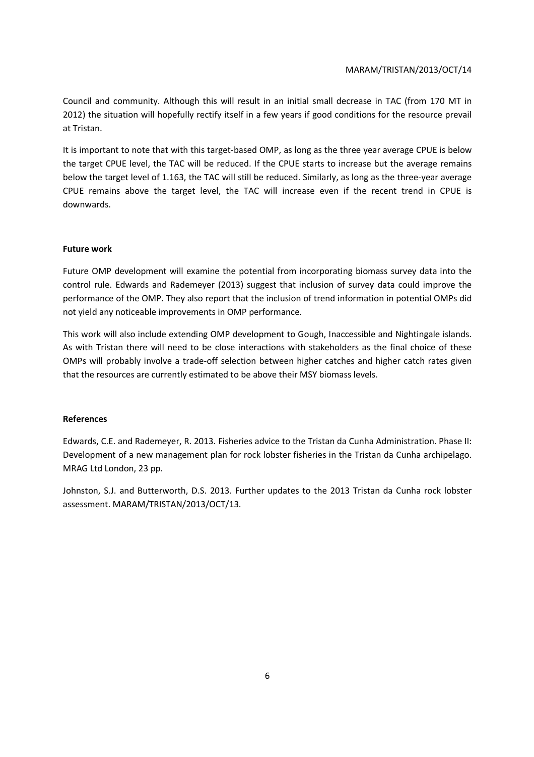Council and community. Although this will result in an initial small decrease in TAC (from 170 MT in 2012) the situation will hopefully rectify itself in a few years if good conditions for the resource prevail at Tristan.

It is important to note that with this target-based OMP, as long as the three year average CPUE is below the target CPUE level, the TAC will be reduced. If the CPUE starts to increase but the average remains below the target level of 1.163, the TAC will still be reduced. Similarly, as long as the three-year average CPUE remains above the target level, the TAC will increase even if the recent trend in CPUE is downwards.

**Future work**

Future OMP development will examine the potential from incorporating biomass survey data into the control rule. Edwards and Rademeyer (2013) suggest that inclusion of survey data could improve the performance of the OMP. They also report that the inclusion of trend information in potential OMPs did not yield any noticeable improvements in OMP performance.

This work will also include extending OMP development to Gough, Inaccessible and Nightingale islands. As with Tristan there will need to be close interactions with stakeholders as the final choice of these OMPs will probably involve a trade-off selection between higher catches and higher catch rates given that the resources are currently estimated to be above their MSY biomass levels.

**References**

Edwards, C.E. and Rademeyer, R. 2013. Fisheries advice to the Tristan da Cunha Administration. Phase II: Development of a new management plan for rock lobster fisheries in the Tristan da Cunha archipelago. MRAG Ltd London, 23 pp.

Johnston, S.J. and Butterworth, D.S. 2013. Further updates to the 2013 Tristan da Cunha rock lobster assessment. MARAM/TRISTAN/2013/OCT/13.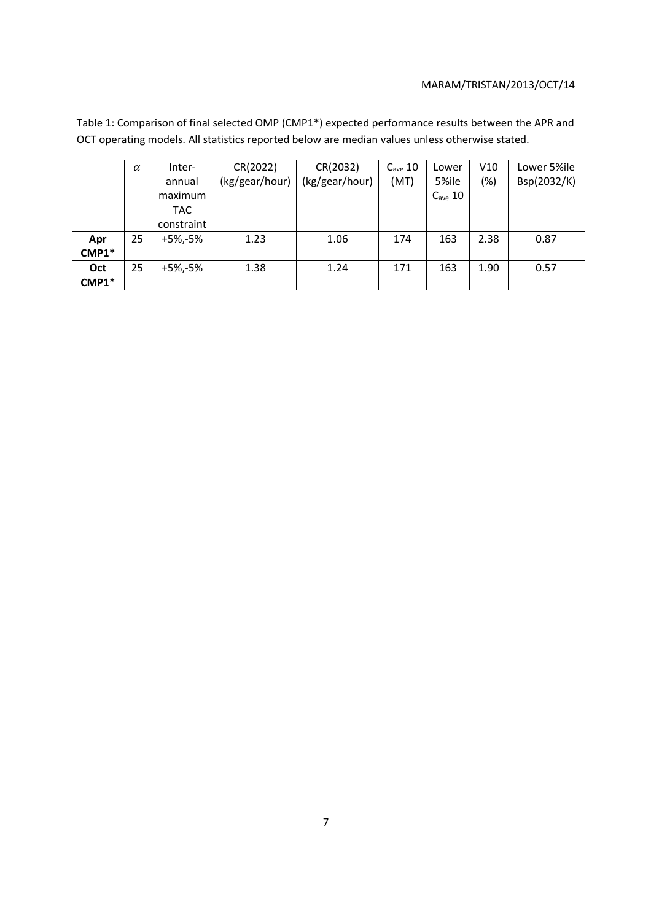Table 1: Comparison of final selected OMP (CMP1*) expected performance results between the APR and OCT operating models. All statistics reported below are median values unless otherwise stated.

| | $\alpha$ | Inter-annual maximum TAC constraint | CR(2022) (kg/gear/hour) | CR(2032) (kg/gear/hour) | $C_{ave}$ 10 (MT) | Lower 5%ile $C_{ave}$ 10 | V10 (%) | Lower 5%ile Bsp(2032/K) |
|---|---|---|---|---|---|---|---|---|
| **Apr CMP1*** | 25 | +5%,-5% | 1.23 | 1.06 | 174 | 163 | 2.38 | 0.87 |
| **Oct CMP1*** | 25 | +5%,-5% | 1.38 | 1.24 | 171 | 163 | 1.90 | 0.57 |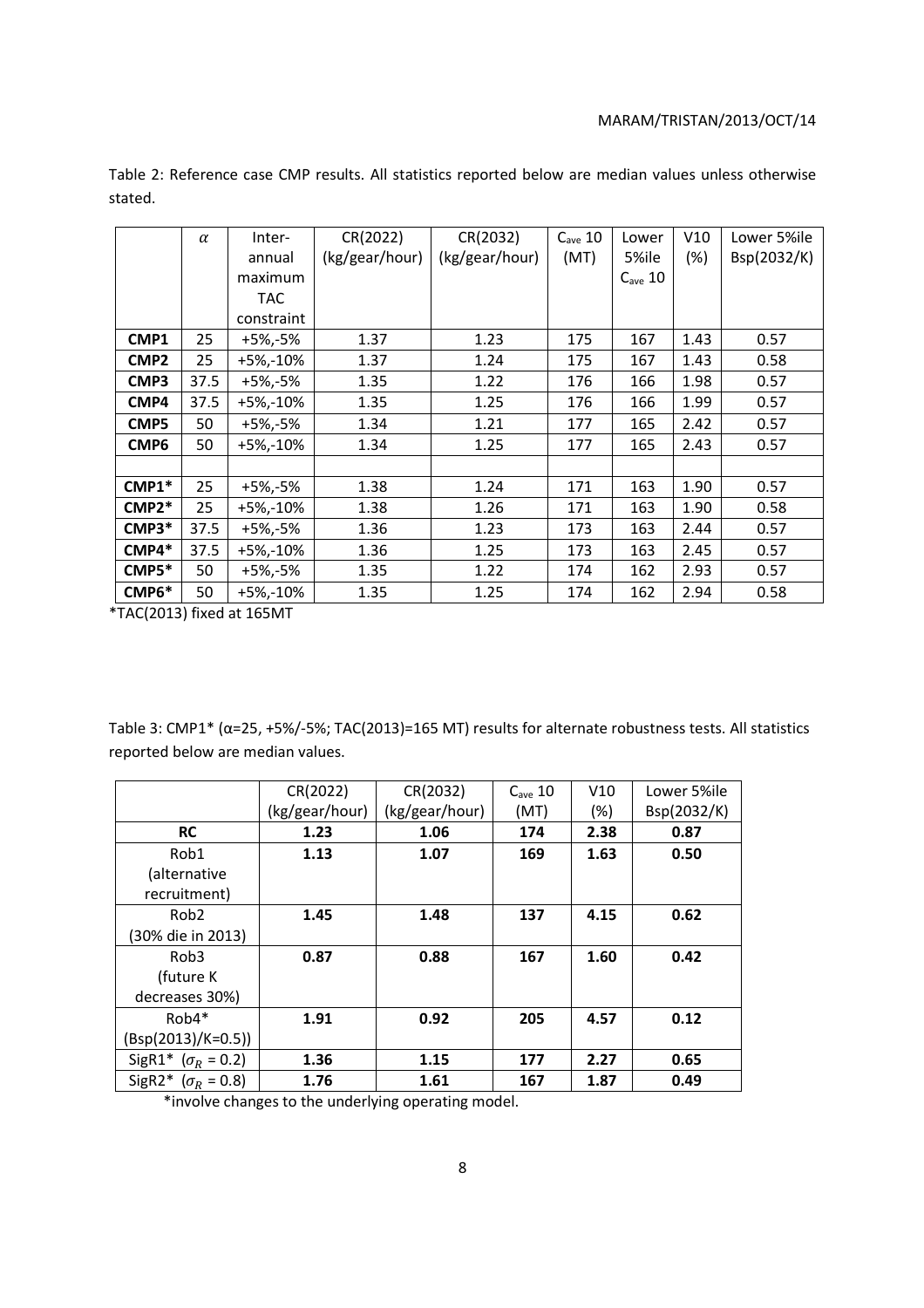Table 2: Reference case CMP results. All statistics reported below are median values unless otherwise stated.

| | $\alpha$ | Inter-annual maximum TAC constraint | CR(2022) (kg/gear/hour) | CR(2032) (kg/gear/hour) | $C_{ave}$ 10 (MT) | Lower 5%ile $C_{ave}$ 10 | V10 (%) | Lower 5%ile Bsp(2032/K) |
|---|---|---|---|---|---|---|---|---|
| **CMP1** | 25 | +5%,-5% | 1.37 | 1.23 | 175 | 167 | 1.43 | 0.57 |
| **CMP2** | 25 | +5%,-10% | 1.37 | 1.24 | 175 | 167 | 1.43 | 0.58 |
| **CMP3** | 37.5 | +5%,-5% | 1.35 | 1.22 | 176 | 166 | 1.98 | 0.57 |
| **CMP4** | 37.5 | +5%,-10% | 1.35 | 1.25 | 176 | 166 | 1.99 | 0.57 |
| **CMP5** | 50 | +5%,-5% | 1.34 | 1.21 | 177 | 165 | 2.42 | 0.57 |
| **CMP6** | 50 | +5%,-10% | 1.34 | 1.25 | 177 | 165 | 2.43 | 0.57 |
| | | | | | | | | |
| **CMP1*** | 25 | +5%,-5% | 1.38 | 1.24 | 171 | 163 | 1.90 | 0.57 |
| **CMP2*** | 25 | +5%,-10% | 1.38 | 1.26 | 171 | 163 | 1.90 | 0.58 |
| **CMP3*** | 37.5 | +5%,-5% | 1.36 | 1.23 | 173 | 163 | 2.44 | 0.57 |
| **CMP4*** | 37.5 | +5%,-10% | 1.36 | 1.25 | 173 | 163 | 2.45 | 0.57 |
| **CMP5*** | 50 | +5%,-5% | 1.35 | 1.22 | 174 | 162 | 2.93 | 0.57 |
| **CMP6*** | 50 | +5%,-10% | 1.35 | 1.25 | 174 | 162 | 2.94 | 0.58 |

*TAC(2013) fixed at 165MT

Table 3: CMP1* (α=25, +5%/-5%; TAC(2013)=165 MT) results for alternate robustness tests. All statistics reported below are median values.

| | CR(2022) (kg/gear/hour) | CR(2032) (kg/gear/hour) | $C_{ave}$ 10 (MT) | V10 (%) | Lower 5%ile Bsp(2032/K) |
|---|---|---|---|---|---|
| **RC** | **1.23** | **1.06** | **174** | **2.38** | **0.87** |
| Rob1 (alternative recruitment) | **1.13** | **1.07** | **169** | **1.63** | **0.50** |
| Rob2 (30% die in 2013) | **1.45** | **1.48** | **137** | **4.15** | **0.62** |
| Rob3 (future K decreases 30%) | **0.87** | **0.88** | **167** | **1.60** | **0.42** |
| Rob4* (Bsp(2013)/K=0.5)) | **1.91** | **0.92** | **205** | **4.57** | **0.12** |
| SigR1* ($\sigma_R$ = 0.2) | **1.36** | **1.15** | **177** | **2.27** | **0.65** |
| SigR2* ($\sigma_R$ = 0.8) | **1.76** | **1.61** | **167** | **1.87** | **0.49** |

*involve changes to the underlying operating model.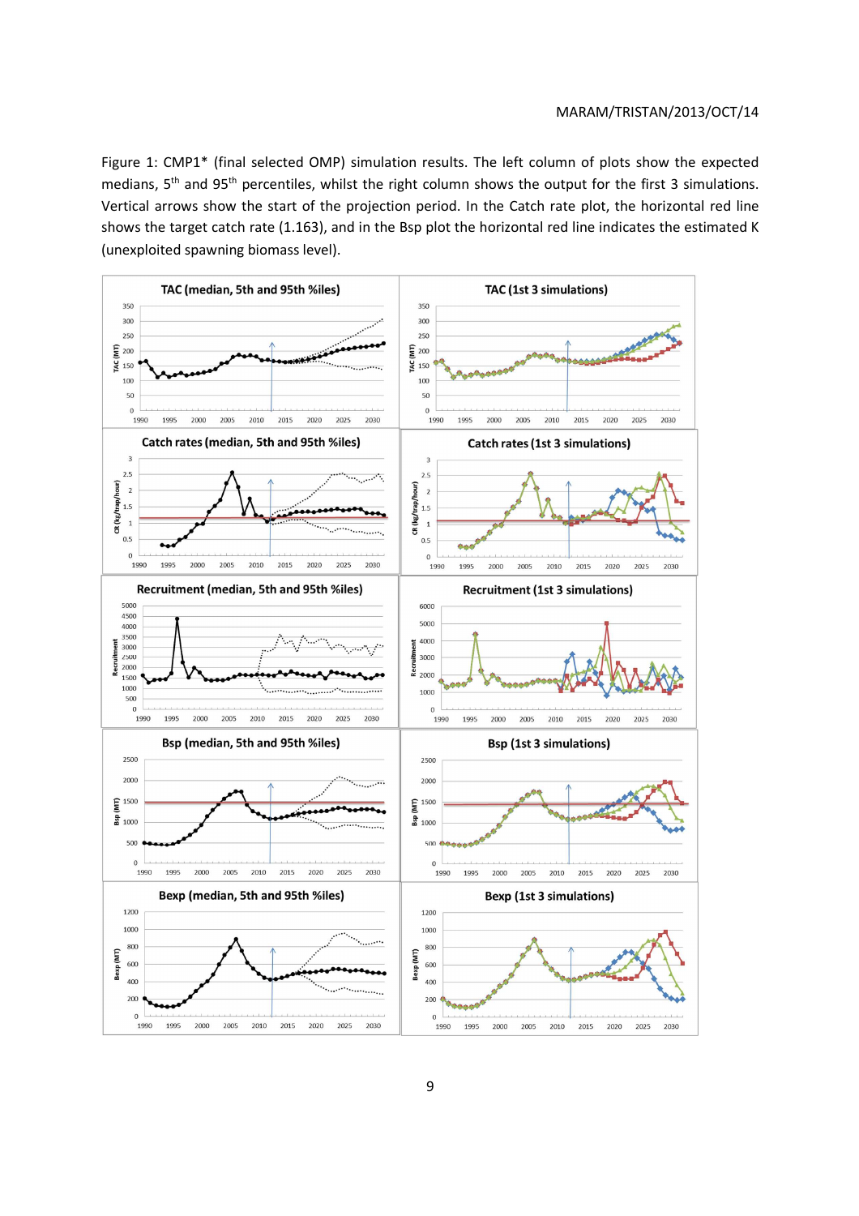Figure 1: CMP1* (final selected OMP) simulation results. The left column of plots show the expected medians, 5th and 95th percentiles, whilst the right column shows the output for the first 3 simulations. Vertical arrows show the start of the projection period. In the Catch rate plot, the horizontal red line shows the target catch rate (1.163), and in the Bsp plot the horizontal red line indicates the estimated K (unexploited spawning biomass level).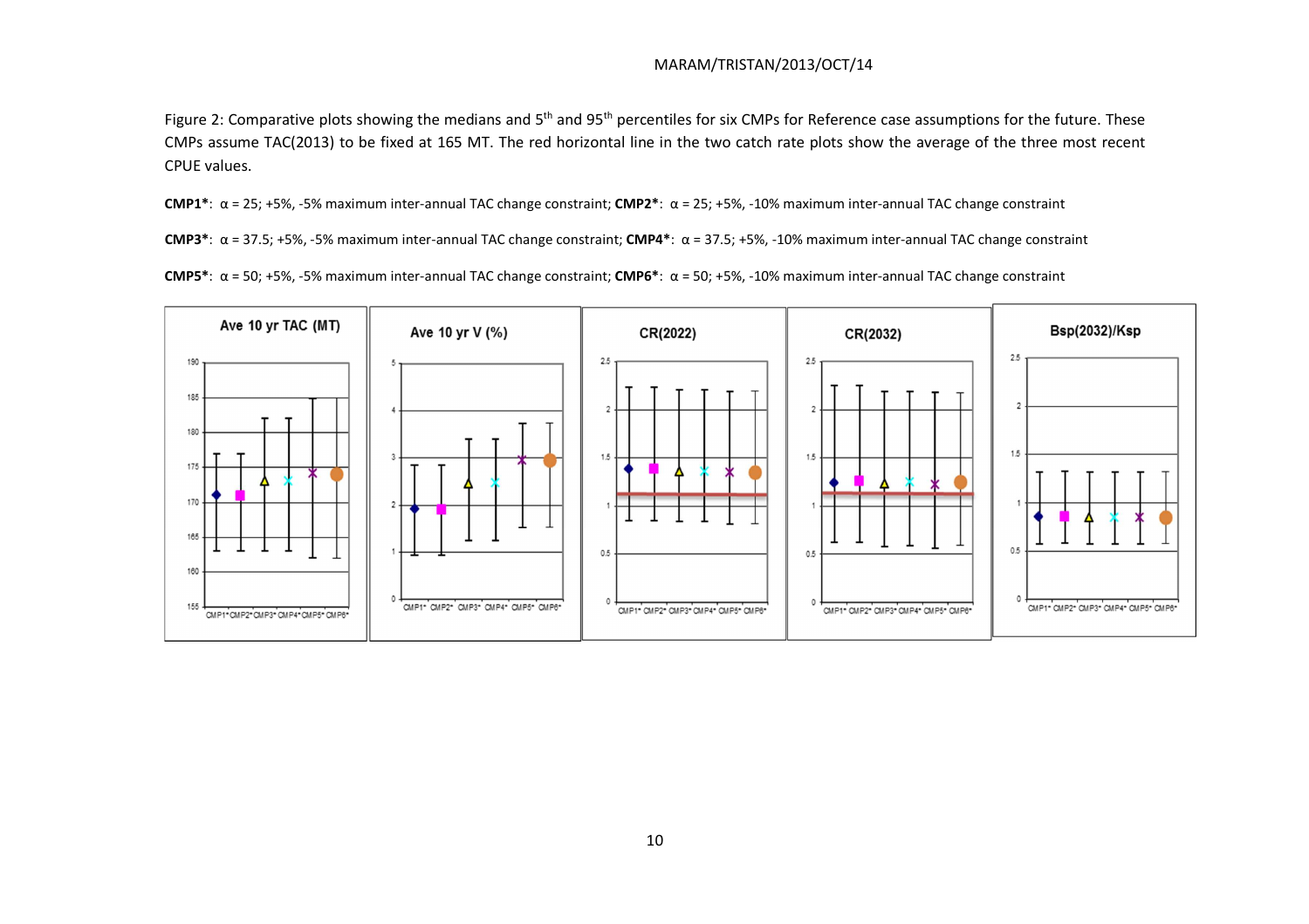Figure 2: Comparative plots showing the medians and 5[th] and 95[th] percentiles for six CMPs for Reference case assumptions for the future. These CMPs assume TAC(2013) to be fixed at 165 MT. The red horizontal line in the two catch rate plots show the average of the three most recent CPUE values.

**CMP1***: $\alpha$ = 25; +5%, -5% maximum inter-annual TAC change constraint; **CMP2***: $\alpha$ = 25; +5%, -10% maximum inter-annual TAC change constraint

**CMP3***: $\alpha$ = 37.5; +5%, -5% maximum inter-annual TAC change constraint; **CMP4***: $\alpha$ = 37.5; +5%, -10% maximum inter-annual TAC change constraint

**CMP5***: $\alpha$ = 50; +5%, -5% maximum inter-annual TAC change constraint; **CMP6***: $\alpha$ = 50; +5%, -10% maximum inter-annual TAC change constraint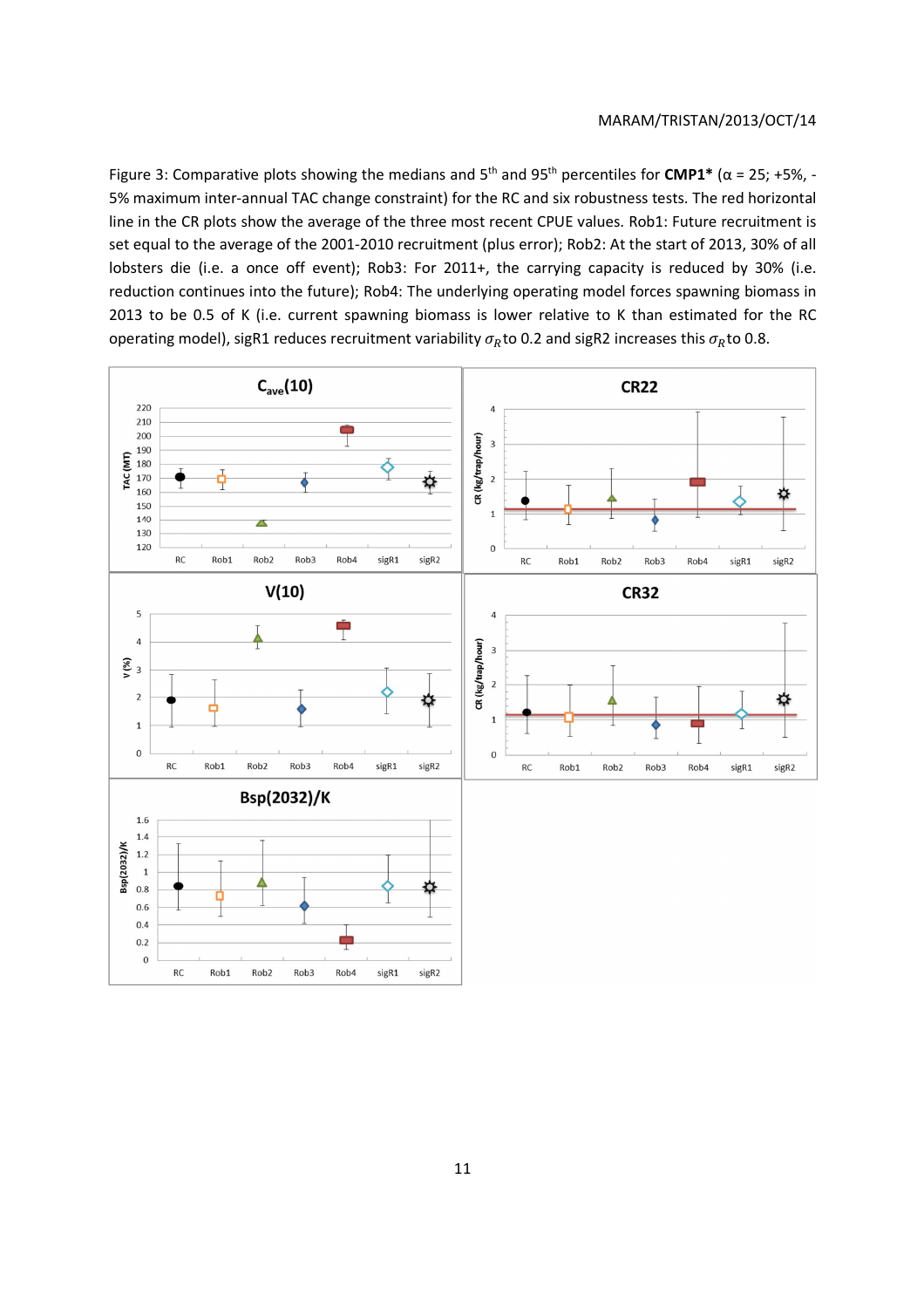Figure 3: Comparative plots showing the medians and 5th and 95th percentiles for **CMP1*** (α = 25; +5%, -5% maximum inter-annual TAC change constraint) for the RC and six robustness tests. The red horizontal line in the CR plots show the average of the three most recent CPUE values. Rob1: Future recruitment is set equal to the average of the 2001-2010 recruitment (plus error); Rob2: At the start of 2013, 30% of all lobsters die (i.e. a once off event); Rob3: For 2011+, the carrying capacity is reduced by 30% (i.e. reduction continues into the future); Rob4: The underlying operating model forces spawning biomass in 2013 to be 0.5 of K (i.e. current spawning biomass is lower relative to K than estimated for the RC operating model), sigR1 reduces recruitment variability $\sigma_R$ to 0.2 and sigR2 increases this $\sigma_R$ to 0.8.

$C_{ave}(10)$

TAC (MT)

220
210
200
190
180
170
160
150
140
130
120

RC Rob1 Rob2 Rob3 Rob4 sigR1 sigR2

CR22

CR (kg/trap/hour)

4
3
2
1
0

RC Rob1 Rob2 Rob3 Rob4 sigR1 sigR2

V(10)

V (%)

5
4
3
2
1
0

RC Rob1 Rob2 Rob3 Rob4 sigR1 sigR2

CR32

CR (kg/trap/hour)

4
3
2
1
0

RC Rob1 Rob2 Rob3 Rob4 sigR1 sigR2

Bsp(2032)/K

Bsp(2032)/K

1.6
1.4
1.2
1
0.8
0.6
0.4
0.2
0

RC Rob1 Rob2 Rob3 Rob4 sigR1 sigR2